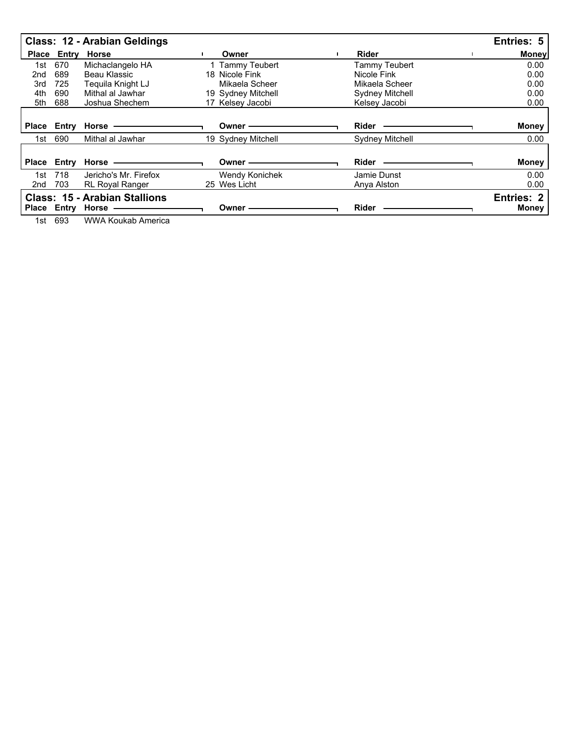## Class: 12 - Arabian Geldings

Entries: 5

| Place | Entry | Horse | | Owner | Rider | Money |
|---|---|---|---|---|---|---|
| 1st | 670 | Michaclangelo HA | 1 | Tammy Teubert | Tammy Teubert | 0.00 |
| 2nd | 689 | Beau Klassic | 18 | Nicole Fink | Nicole Fink | 0.00 |
| 3rd | 725 | Tequila Knight LJ | | Mikaela Scheer | Mikaela Scheer | 0.00 |
| 4th | 690 | Mithal al Jawhar | 19 | Sydney Mitchell | Sydney Mitchell | 0.00 |
| 5th | 688 | Joshua Shechem | 17 | Kelsey Jacobi | Kelsey Jacobi | 0.00 |

| Place | Entry | Horse | | Owner | Rider | Money |
|---|---|---|---|---|---|---|
| 1st | 690 | Mithal al Jawhar | 19 | Sydney Mitchell | Sydney Mitchell | 0.00 |

| Place | Entry | Horse | | Owner | Rider | Money |
|---|---|---|---|---|---|---|
| 1st | 718 | Jericho's Mr. Firefox | | Wendy Konichek | Jamie Dunst | 0.00 |
| 2nd | 703 | RL Royal Ranger | 25 | Wes Licht | Anya Alston | 0.00 |

## Class: 15 - Arabian Stallions

Entries: 2

| Place | Entry | Horse | | Owner | Rider | Money |
|---|---|---|---|---|---|---|
| 1st | 693 | WWA Koukab America | | | | |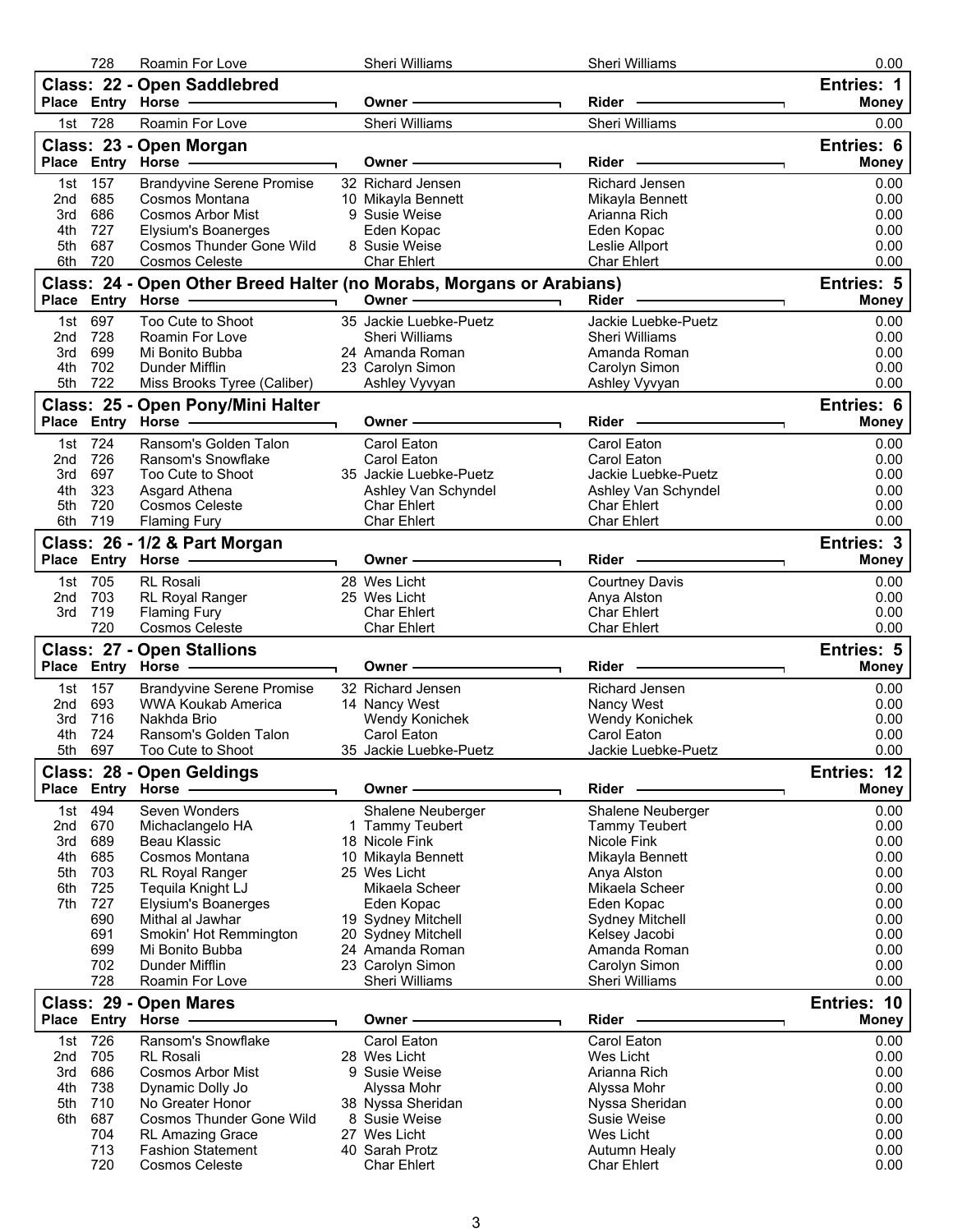| Place | Entry | Horse | Owner | Rider | Money |
|---|---|---|---|---|---|
| | 728 | Roamin For Love | Sheri Williams | Sheri Williams | 0.00 |

## Class: 22 - Open Saddlebred

Entries: 1

| Place | Entry | Horse | Owner | Rider | Money |
|---|---|---|---|---|---|
| 1st | 728 | Roamin For Love | Sheri Williams | Sheri Williams | 0.00 |

## Class: 23 - Open Morgan

Entries: 6

| Place | Entry | Horse | Owner | Rider | Money |
|---|---|---|---|---|---|
| 1st | 157 | Brandyvine Serene Promise | 32 Richard Jensen | Richard Jensen | 0.00 |
| 2nd | 685 | Cosmos Montana | 10 Mikayla Bennett | Mikayla Bennett | 0.00 |
| 3rd | 686 | Cosmos Arbor Mist | 9 Susie Weise | Arianna Rich | 0.00 |
| 4th | 727 | Elysium's Boanerges | Eden Kopac | Eden Kopac | 0.00 |
| 5th | 687 | Cosmos Thunder Gone Wild | 8 Susie Weise | Leslie Allport | 0.00 |
| 6th | 720 | Cosmos Celeste | Char Ehlert | Char Ehlert | 0.00 |

## Class: 24 - Open Other Breed Halter (no Morabs, Morgans or Arabians)

Entries: 5

| Place | Entry | Horse | Owner | Rider | Money |
|---|---|---|---|---|---|
| 1st | 697 | Too Cute to Shoot | 35 Jackie Luebke-Puetz | Jackie Luebke-Puetz | 0.00 |
| 2nd | 728 | Roamin For Love | Sheri Williams | Sheri Williams | 0.00 |
| 3rd | 699 | Mi Bonito Bubba | 24 Amanda Roman | Amanda Roman | 0.00 |
| 4th | 702 | Dunder Mifflin | 23 Carolyn Simon | Carolyn Simon | 0.00 |
| 5th | 722 | Miss Brooks Tyree (Caliber) | Ashley Vyvyan | Ashley Vyvyan | 0.00 |

## Class: 25 - Open Pony/Mini Halter

Entries: 6

| Place | Entry | Horse | Owner | Rider | Money |
|---|---|---|---|---|---|
| 1st | 724 | Ransom's Golden Talon | Carol Eaton | Carol Eaton | 0.00 |
| 2nd | 726 | Ransom's Snowflake | Carol Eaton | Carol Eaton | 0.00 |
| 3rd | 697 | Too Cute to Shoot | 35 Jackie Luebke-Puetz | Jackie Luebke-Puetz | 0.00 |
| 4th | 323 | Asgard Athena | Ashley Van Schyndel | Ashley Van Schyndel | 0.00 |
| 5th | 720 | Cosmos Celeste | Char Ehlert | Char Ehlert | 0.00 |
| 6th | 719 | Flaming Fury | Char Ehlert | Char Ehlert | 0.00 |

## Class: 26 - 1/2 & Part Morgan

Entries: 3

| Place | Entry | Horse | Owner | Rider | Money |
|---|---|---|---|---|---|
| 1st | 705 | RL Rosali | 28 Wes Licht | Courtney Davis | 0.00 |
| 2nd | 703 | RL Royal Ranger | 25 Wes Licht | Anya Alston | 0.00 |
| 3rd | 719 | Flaming Fury | Char Ehlert | Char Ehlert | 0.00 |
| | 720 | Cosmos Celeste | Char Ehlert | Char Ehlert | 0.00 |

## Class: 27 - Open Stallions

Entries: 5

| Place | Entry | Horse | Owner | Rider | Money |
|---|---|---|---|---|---|
| 1st | 157 | Brandyvine Serene Promise | 32 Richard Jensen | Richard Jensen | 0.00 |
| 2nd | 693 | WWA Koukab America | 14 Nancy West | Nancy West | 0.00 |
| 3rd | 716 | Nakhda Brio | Wendy Konichek | Wendy Konichek | 0.00 |
| 4th | 724 | Ransom's Golden Talon | Carol Eaton | Carol Eaton | 0.00 |
| 5th | 697 | Too Cute to Shoot | 35 Jackie Luebke-Puetz | Jackie Luebke-Puetz | 0.00 |

## Class: 28 - Open Geldings

Entries: 12

| Place | Entry | Horse | Owner | Rider | Money |
|---|---|---|---|---|---|
| 1st | 494 | Seven Wonders | Shalene Neuberger | Shalene Neuberger | 0.00 |
| 2nd | 670 | Michaclangelo HA | 1 Tammy Teubert | Tammy Teubert | 0.00 |
| 3rd | 689 | Beau Klassic | 18 Nicole Fink | Nicole Fink | 0.00 |
| 4th | 685 | Cosmos Montana | 10 Mikayla Bennett | Mikayla Bennett | 0.00 |
| 5th | 703 | RL Royal Ranger | 25 Wes Licht | Anya Alston | 0.00 |
| 6th | 725 | Tequila Knight LJ | Mikaela Scheer | Mikaela Scheer | 0.00 |
| 7th | 727 | Elysium's Boanerges | Eden Kopac | Eden Kopac | 0.00 |
| | 690 | Mithal al Jawhar | 19 Sydney Mitchell | Sydney Mitchell | 0.00 |
| | 691 | Smokin' Hot Remmington | 20 Sydney Mitchell | Kelsey Jacobi | 0.00 |
| | 699 | Mi Bonito Bubba | 24 Amanda Roman | Amanda Roman | 0.00 |
| | 702 | Dunder Mifflin | 23 Carolyn Simon | Carolyn Simon | 0.00 |
| | 728 | Roamin For Love | Sheri Williams | Sheri Williams | 0.00 |

## Class: 29 - Open Mares

Entries: 10

| Place | Entry | Horse | Owner | Rider | Money |
|---|---|---|---|---|---|
| 1st | 726 | Ransom's Snowflake | Carol Eaton | Carol Eaton | 0.00 |
| 2nd | 705 | RL Rosali | 28 Wes Licht | Wes Licht | 0.00 |
| 3rd | 686 | Cosmos Arbor Mist | 9 Susie Weise | Arianna Rich | 0.00 |
| 4th | 738 | Dynamic Dolly Jo | Alyssa Mohr | Alyssa Mohr | 0.00 |
| 5th | 710 | No Greater Honor | 38 Nyssa Sheridan | Nyssa Sheridan | 0.00 |
| 6th | 687 | Cosmos Thunder Gone Wild | 8 Susie Weise | Susie Weise | 0.00 |
| | 704 | RL Amazing Grace | 27 Wes Licht | Wes Licht | 0.00 |
| | 713 | Fashion Statement | 40 Sarah Protz | Autumn Healy | 0.00 |
| | 720 | Cosmos Celeste | Char Ehlert | Char Ehlert | 0.00 |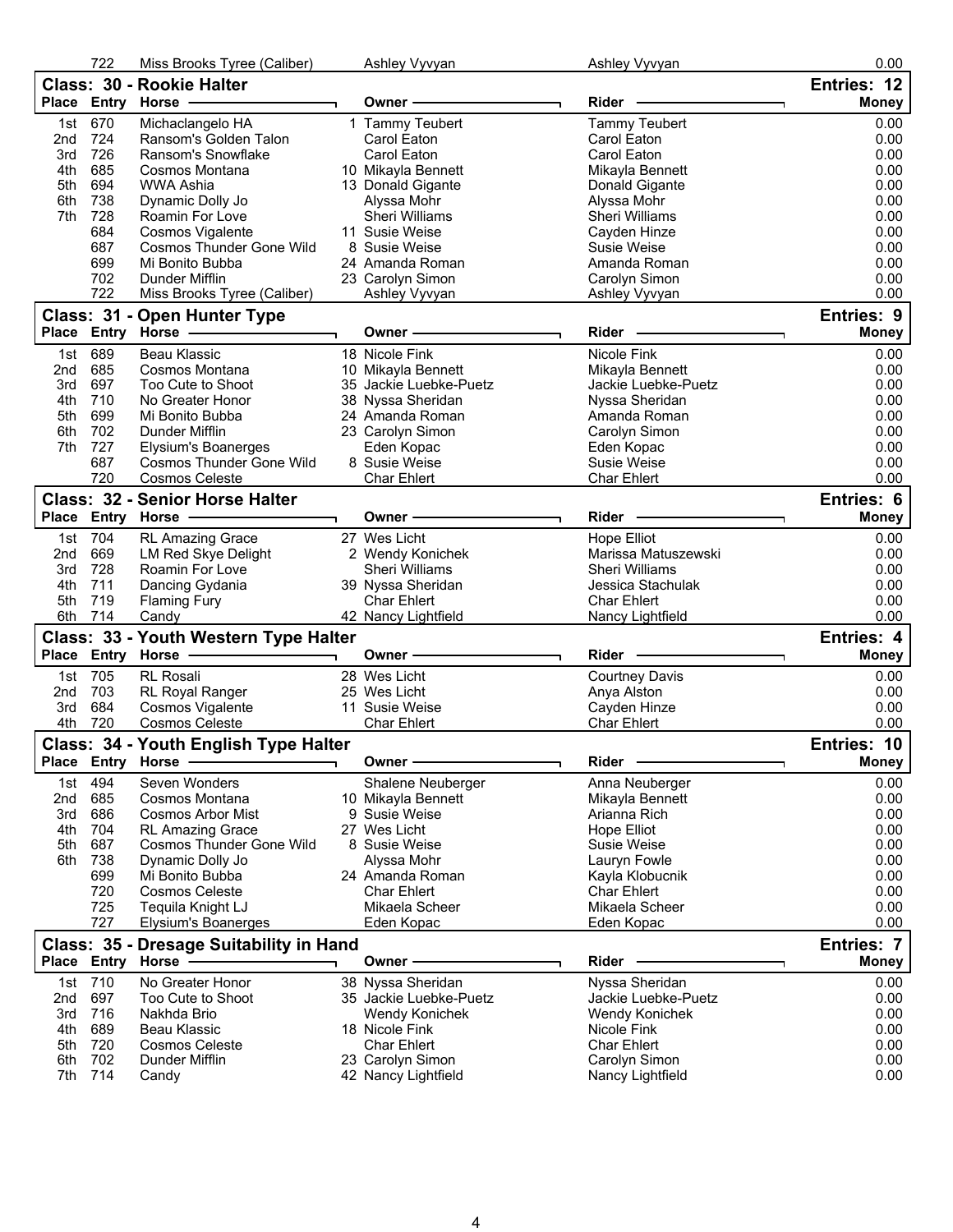| | Entry | Horse | | Owner | Rider | Money |
|---|---|---|---|---|---|---|
| | 722 | Miss Brooks Tyree (Caliber) | | Ashley Vyvyan | Ashley Vyvyan | 0.00 |

## Class: 30 - Rookie Halter

Entries: 12

| Place | Entry | Horse | | Owner | Rider | Money |
|---|---|---|---|---|---|---|
| 1st | 670 | Michaclangelo HA | 1 | Tammy Teubert | Tammy Teubert | 0.00 |
| 2nd | 724 | Ransom's Golden Talon | | Carol Eaton | Carol Eaton | 0.00 |
| 3rd | 726 | Ransom's Snowflake | | Carol Eaton | Carol Eaton | 0.00 |
| 4th | 685 | Cosmos Montana | 10 | Mikayla Bennett | Mikayla Bennett | 0.00 |
| 5th | 694 | WWA Ashia | 13 | Donald Gigante | Donald Gigante | 0.00 |
| 6th | 738 | Dynamic Dolly Jo | | Alyssa Mohr | Alyssa Mohr | 0.00 |
| 7th | 728 | Roamin For Love | | Sheri Williams | Sheri Williams | 0.00 |
| | 684 | Cosmos Vigalente | 11 | Susie Weise | Cayden Hinze | 0.00 |
| | 687 | Cosmos Thunder Gone Wild | 8 | Susie Weise | Susie Weise | 0.00 |
| | 699 | Mi Bonito Bubba | 24 | Amanda Roman | Amanda Roman | 0.00 |
| | 702 | Dunder Mifflin | 23 | Carolyn Simon | Carolyn Simon | 0.00 |
| | 722 | Miss Brooks Tyree (Caliber) | | Ashley Vyvyan | Ashley Vyvyan | 0.00 |

## Class: 31 - Open Hunter Type

Entries: 9

| Place | Entry | Horse | | Owner | Rider | Money |
|---|---|---|---|---|---|---|
| 1st | 689 | Beau Klassic | 18 | Nicole Fink | Nicole Fink | 0.00 |
| 2nd | 685 | Cosmos Montana | 10 | Mikayla Bennett | Mikayla Bennett | 0.00 |
| 3rd | 697 | Too Cute to Shoot | 35 | Jackie Luebke-Puetz | Jackie Luebke-Puetz | 0.00 |
| 4th | 710 | No Greater Honor | 38 | Nyssa Sheridan | Nyssa Sheridan | 0.00 |
| 5th | 699 | Mi Bonito Bubba | 24 | Amanda Roman | Amanda Roman | 0.00 |
| 6th | 702 | Dunder Mifflin | 23 | Carolyn Simon | Carolyn Simon | 0.00 |
| 7th | 727 | Elysium's Boanerges | | Eden Kopac | Eden Kopac | 0.00 |
| | 687 | Cosmos Thunder Gone Wild | 8 | Susie Weise | Susie Weise | 0.00 |
| | 720 | Cosmos Celeste | | Char Ehlert | Char Ehlert | 0.00 |

## Class: 32 - Senior Horse Halter

Entries: 6

| Place | Entry | Horse | | Owner | Rider | Money |
|---|---|---|---|---|---|---|
| 1st | 704 | RL Amazing Grace | 27 | Wes Licht | Hope Elliot | 0.00 |
| 2nd | 669 | LM Red Skye Delight | 2 | Wendy Konichek | Marissa Matuszewski | 0.00 |
| 3rd | 728 | Roamin For Love | | Sheri Williams | Sheri Williams | 0.00 |
| 4th | 711 | Dancing Gydania | 39 | Nyssa Sheridan | Jessica Stachulak | 0.00 |
| 5th | 719 | Flaming Fury | | Char Ehlert | Char Ehlert | 0.00 |
| 6th | 714 | Candy | 42 | Nancy Lightfield | Nancy Lightfield | 0.00 |

## Class: 33 - Youth Western Type Halter

Entries: 4

| Place | Entry | Horse | | Owner | Rider | Money |
|---|---|---|---|---|---|---|
| 1st | 705 | RL Rosali | 28 | Wes Licht | Courtney Davis | 0.00 |
| 2nd | 703 | RL Royal Ranger | 25 | Wes Licht | Anya Alston | 0.00 |
| 3rd | 684 | Cosmos Vigalente | 11 | Susie Weise | Cayden Hinze | 0.00 |
| 4th | 720 | Cosmos Celeste | | Char Ehlert | Char Ehlert | 0.00 |

## Class: 34 - Youth English Type Halter

Entries: 10

| Place | Entry | Horse | | Owner | Rider | Money |
|---|---|---|---|---|---|---|
| 1st | 494 | Seven Wonders | | Shalene Neuberger | Anna Neuberger | 0.00 |
| 2nd | 685 | Cosmos Montana | 10 | Mikayla Bennett | Mikayla Bennett | 0.00 |
| 3rd | 686 | Cosmos Arbor Mist | 9 | Susie Weise | Arianna Rich | 0.00 |
| 4th | 704 | RL Amazing Grace | 27 | Wes Licht | Hope Elliot | 0.00 |
| 5th | 687 | Cosmos Thunder Gone Wild | 8 | Susie Weise | Susie Weise | 0.00 |
| 6th | 738 | Dynamic Dolly Jo | | Alyssa Mohr | Lauryn Fowle | 0.00 |
| | 699 | Mi Bonito Bubba | 24 | Amanda Roman | Kayla Klobucnik | 0.00 |
| | 720 | Cosmos Celeste | | Char Ehlert | Char Ehlert | 0.00 |
| | 725 | Tequila Knight LJ | | Mikaela Scheer | Mikaela Scheer | 0.00 |
| | 727 | Elysium's Boanerges | | Eden Kopac | Eden Kopac | 0.00 |

## Class: 35 - Dresage Suitability in Hand

Entries: 7

| Place | Entry | Horse | | Owner | Rider | Money |
|---|---|---|---|---|---|---|
| 1st | 710 | No Greater Honor | 38 | Nyssa Sheridan | Nyssa Sheridan | 0.00 |
| 2nd | 697 | Too Cute to Shoot | 35 | Jackie Luebke-Puetz | Jackie Luebke-Puetz | 0.00 |
| 3rd | 716 | Nakhda Brio | | Wendy Konichek | Wendy Konichek | 0.00 |
| 4th | 689 | Beau Klassic | 18 | Nicole Fink | Nicole Fink | 0.00 |
| 5th | 720 | Cosmos Celeste | | Char Ehlert | Char Ehlert | 0.00 |
| 6th | 702 | Dunder Mifflin | 23 | Carolyn Simon | Carolyn Simon | 0.00 |
| 7th | 714 | Candy | 42 | Nancy Lightfield | Nancy Lightfield | 0.00 |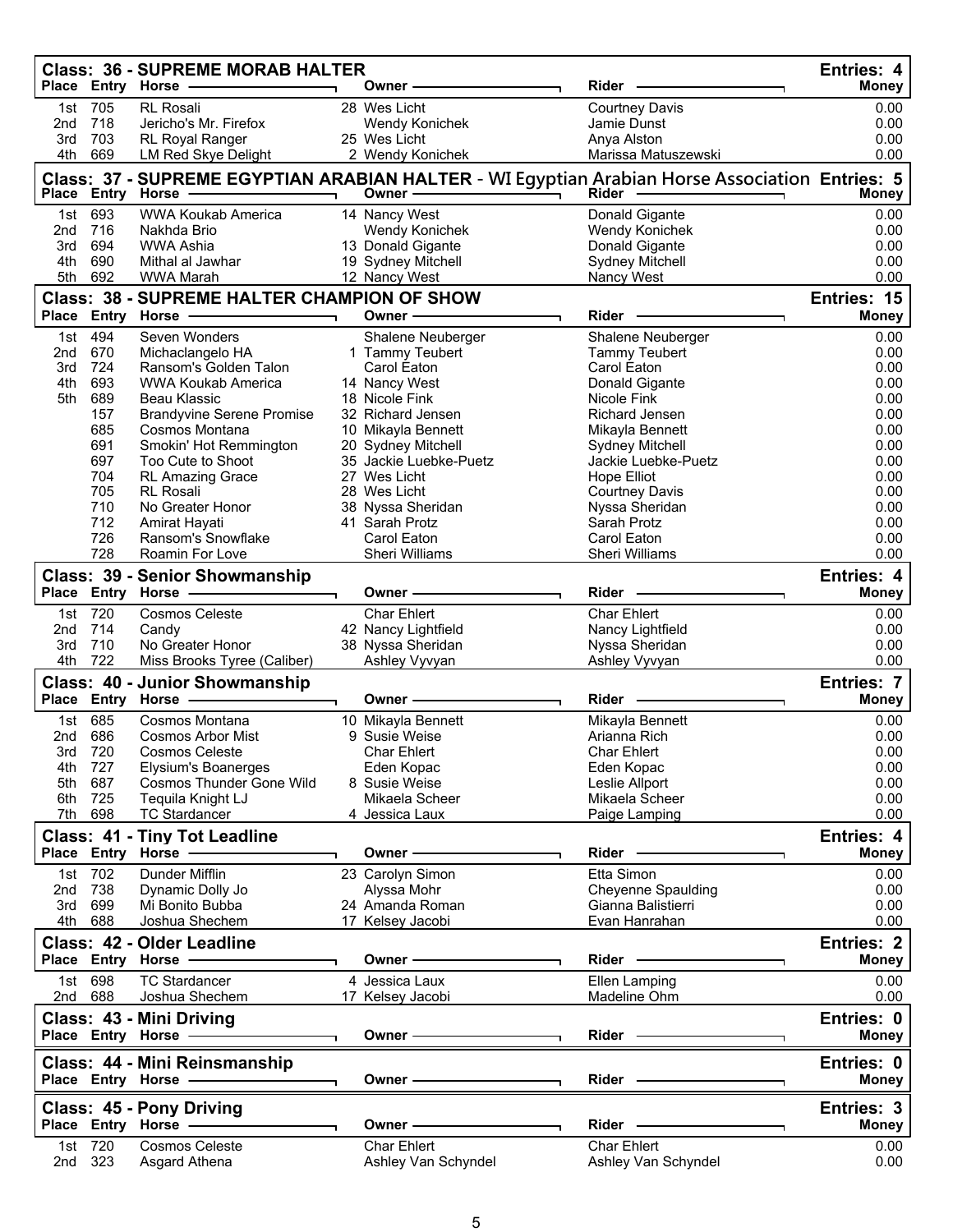## Class: 36 - SUPREME MORAB HALTER

Entries: 4

| Place | Entry | Horse | Owner | Rider | Money |
|---|---|---|---|---|---|
| 1st | 705 | RL Rosali | 28 Wes Licht | Courtney Davis | 0.00 |
| 2nd | 718 | Jericho's Mr. Firefox | Wendy Konichek | Jamie Dunst | 0.00 |
| 3rd | 703 | RL Royal Ranger | 25 Wes Licht | Anya Alston | 0.00 |
| 4th | 669 | LM Red Skye Delight | 2 Wendy Konichek | Marissa Matuszewski | 0.00 |

## Class: 37 - SUPREME EGYPTIAN ARABIAN HALTER - WI Egyptian Arabian Horse Association

Entries: 5

| Place | Entry | Horse | Owner | Rider | Money |
|---|---|---|---|---|---|
| 1st | 693 | WWA Koukab America | 14 Nancy West | Donald Gigante | 0.00 |
| 2nd | 716 | Nakhda Brio | Wendy Konichek | Wendy Konichek | 0.00 |
| 3rd | 694 | WWA Ashia | 13 Donald Gigante | Donald Gigante | 0.00 |
| 4th | 690 | Mithal al Jawhar | 19 Sydney Mitchell | Sydney Mitchell | 0.00 |
| 5th | 692 | WWA Marah | 12 Nancy West | Nancy West | 0.00 |

## Class: 38 - SUPREME HALTER CHAMPION OF SHOW

Entries: 15

| Place | Entry | Horse | Owner | Rider | Money |
|---|---|---|---|---|---|
| 1st | 494 | Seven Wonders | Shalene Neuberger | Shalene Neuberger | 0.00 |
| 2nd | 670 | Michaclangelo HA | 1 Tammy Teubert | Tammy Teubert | 0.00 |
| 3rd | 724 | Ransom's Golden Talon | Carol Eaton | Carol Eaton | 0.00 |
| 4th | 693 | WWA Koukab America | 14 Nancy West | Donald Gigante | 0.00 |
| 5th | 689 | Beau Klassic | 18 Nicole Fink | Nicole Fink | 0.00 |
| | 157 | Brandyvine Serene Promise | 32 Richard Jensen | Richard Jensen | 0.00 |
| | 685 | Cosmos Montana | 10 Mikayla Bennett | Mikayla Bennett | 0.00 |
| | 691 | Smokin' Hot Remmington | 20 Sydney Mitchell | Sydney Mitchell | 0.00 |
| | 697 | Too Cute to Shoot | 35 Jackie Luebke-Puetz | Jackie Luebke-Puetz | 0.00 |
| | 704 | RL Amazing Grace | 27 Wes Licht | Hope Elliot | 0.00 |
| | 705 | RL Rosali | 28 Wes Licht | Courtney Davis | 0.00 |
| | 710 | No Greater Honor | 38 Nyssa Sheridan | Nyssa Sheridan | 0.00 |
| | 712 | Amirat Hayati | 41 Sarah Protz | Sarah Protz | 0.00 |
| | 726 | Ransom's Snowflake | Carol Eaton | Carol Eaton | 0.00 |
| | 728 | Roamin For Love | Sheri Williams | Sheri Williams | 0.00 |

## Class: 39 - Senior Showmanship

Entries: 4

| Place | Entry | Horse | Owner | Rider | Money |
|---|---|---|---|---|---|
| 1st | 720 | Cosmos Celeste | Char Ehlert | Char Ehlert | 0.00 |
| 2nd | 714 | Candy | 42 Nancy Lightfield | Nancy Lightfield | 0.00 |
| 3rd | 710 | No Greater Honor | 38 Nyssa Sheridan | Nyssa Sheridan | 0.00 |
| 4th | 722 | Miss Brooks Tyree (Caliber) | Ashley Vyvyan | Ashley Vyvyan | 0.00 |

## Class: 40 - Junior Showmanship

Entries: 7

| Place | Entry | Horse | Owner | Rider | Money |
|---|---|---|---|---|---|
| 1st | 685 | Cosmos Montana | 10 Mikayla Bennett | Mikayla Bennett | 0.00 |
| 2nd | 686 | Cosmos Arbor Mist | 9 Susie Weise | Arianna Rich | 0.00 |
| 3rd | 720 | Cosmos Celeste | Char Ehlert | Char Ehlert | 0.00 |
| 4th | 727 | Elysium's Boanerges | Eden Kopac | Eden Kopac | 0.00 |
| 5th | 687 | Cosmos Thunder Gone Wild | 8 Susie Weise | Leslie Allport | 0.00 |
| 6th | 725 | Tequila Knight LJ | Mikaela Scheer | Mikaela Scheer | 0.00 |
| 7th | 698 | TC Stardancer | 4 Jessica Laux | Paige Lamping | 0.00 |

## Class: 41 - Tiny Tot Leadline

Entries: 4

| Place | Entry | Horse | Owner | Rider | Money |
|---|---|---|---|---|---|
| 1st | 702 | Dunder Mifflin | 23 Carolyn Simon | Etta Simon | 0.00 |
| 2nd | 738 | Dynamic Dolly Jo | Alyssa Mohr | Cheyenne Spaulding | 0.00 |
| 3rd | 699 | Mi Bonito Bubba | 24 Amanda Roman | Gianna Balistierri | 0.00 |
| 4th | 688 | Joshua Shechem | 17 Kelsey Jacobi | Evan Hanrahan | 0.00 |

## Class: 42 - Older Leadline

Entries: 2

| Place | Entry | Horse | Owner | Rider | Money |
|---|---|---|---|---|---|
| 1st | 698 | TC Stardancer | 4 Jessica Laux | Ellen Lamping | 0.00 |
| 2nd | 688 | Joshua Shechem | 17 Kelsey Jacobi | Madeline Ohm | 0.00 |

## Class: 43 - Mini Driving

Entries: 0

| Place | Entry | Horse | Owner | Rider | Money |
|---|---|---|---|---|---|

## Class: 44 - Mini Reinsmanship

Entries: 0

| Place | Entry | Horse | Owner | Rider | Money |
|---|---|---|---|---|---|

## Class: 45 - Pony Driving

Entries: 3

| Place | Entry | Horse | Owner | Rider | Money |
|---|---|---|---|---|---|
| 1st | 720 | Cosmos Celeste | Char Ehlert | Char Ehlert | 0.00 |
| 2nd | 323 | Asgard Athena | Ashley Van Schyndel | Ashley Van Schyndel | 0.00 |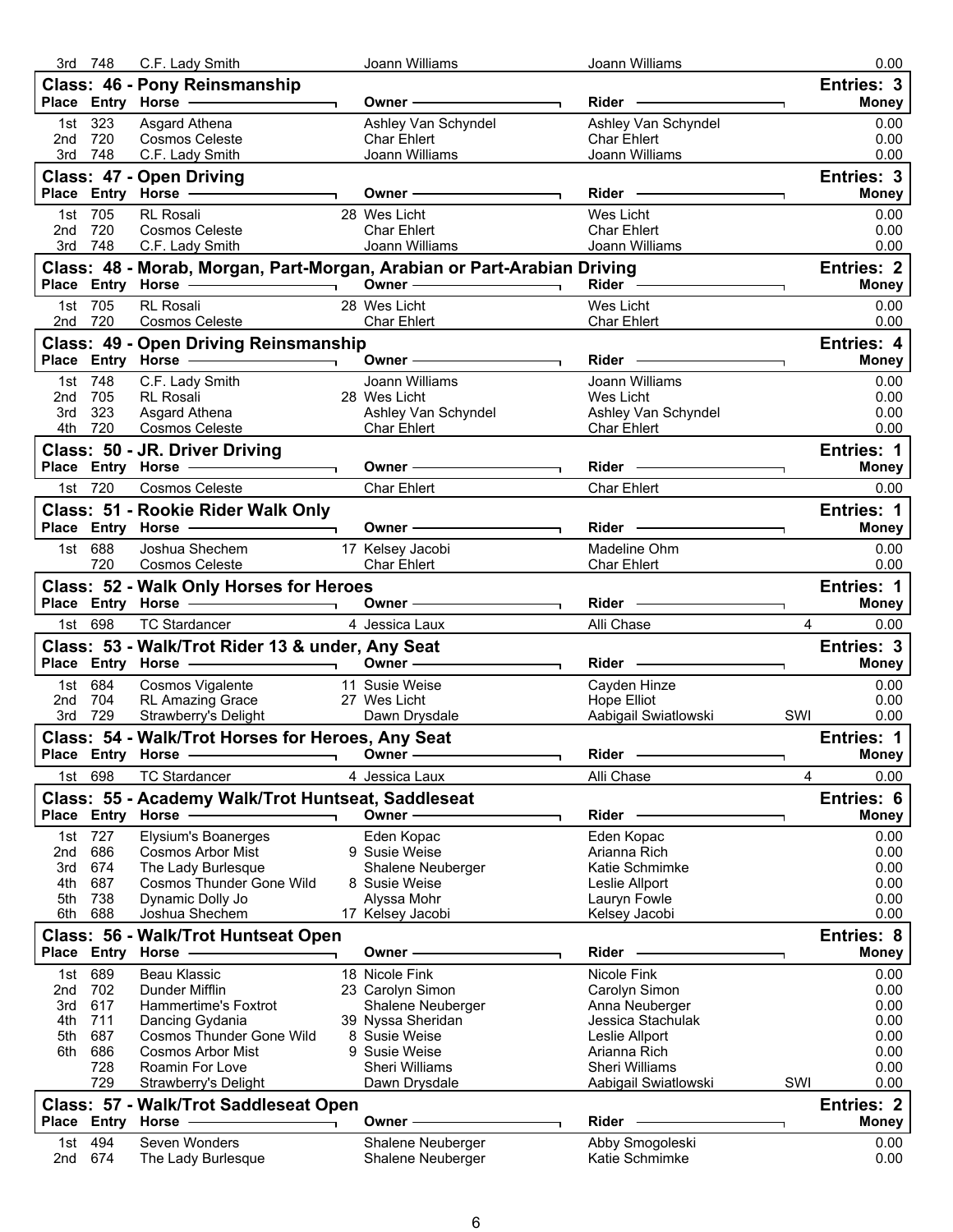| Place | Entry | Horse | Owner | Rider | Money |
|---|---|---|---|---|---|
| 3rd | 748 | C.F. Lady Smith | Joann Williams | Joann Williams | 0.00 |

## Class: 46 - Pony Reinsmanship

Entries: 3

| Place | Entry | Horse | Owner | Rider | Money |
|---|---|---|---|---|---|
| 1st | 323 | Asgard Athena | Ashley Van Schyndel | Ashley Van Schyndel | 0.00 |
| 2nd | 720 | Cosmos Celeste | Char Ehlert | Char Ehlert | 0.00 |
| 3rd | 748 | C.F. Lady Smith | Joann Williams | Joann Williams | 0.00 |

## Class: 47 - Open Driving

Entries: 3

| Place | Entry | Horse | Owner | Rider | Money |
|---|---|---|---|---|---|
| 1st | 705 | RL Rosali | 28 Wes Licht | Wes Licht | 0.00 |
| 2nd | 720 | Cosmos Celeste | Char Ehlert | Char Ehlert | 0.00 |
| 3rd | 748 | C.F. Lady Smith | Joann Williams | Joann Williams | 0.00 |

## Class: 48 - Morab, Morgan, Part-Morgan, Arabian or Part-Arabian Driving

Entries: 2

| Place | Entry | Horse | Owner | Rider | Money |
|---|---|---|---|---|---|
| 1st | 705 | RL Rosali | 28 Wes Licht | Wes Licht | 0.00 |
| 2nd | 720 | Cosmos Celeste | Char Ehlert | Char Ehlert | 0.00 |

## Class: 49 - Open Driving Reinsmanship

Entries: 4

| Place | Entry | Horse | Owner | Rider | Money |
|---|---|---|---|---|---|
| 1st | 748 | C.F. Lady Smith | Joann Williams | Joann Williams | 0.00 |
| 2nd | 705 | RL Rosali | 28 Wes Licht | Wes Licht | 0.00 |
| 3rd | 323 | Asgard Athena | Ashley Van Schyndel | Ashley Van Schyndel | 0.00 |
| 4th | 720 | Cosmos Celeste | Char Ehlert | Char Ehlert | 0.00 |

## Class: 50 - JR. Driver Driving

Entries: 1

| Place | Entry | Horse | Owner | Rider | Money |
|---|---|---|---|---|---|
| 1st | 720 | Cosmos Celeste | Char Ehlert | Char Ehlert | 0.00 |

## Class: 51 - Rookie Rider Walk Only

Entries: 1

| Place | Entry | Horse | Owner | Rider | Money |
|---|---|---|---|---|---|
| 1st | 688 | Joshua Shechem | 17 Kelsey Jacobi | Madeline Ohm | 0.00 |
| | 720 | Cosmos Celeste | Char Ehlert | Char Ehlert | 0.00 |

## Class: 52 - Walk Only Horses for Heroes

Entries: 1

| Place | Entry | Horse | Owner | Rider | | Money |
|---|---|---|---|---|---|---|
| 1st | 698 | TC Stardancer | 4 Jessica Laux | Alli Chase | 4 | 0.00 |

## Class: 53 - Walk/Trot Rider 13 & under, Any Seat

Entries: 3

| Place | Entry | Horse | Owner | Rider | | Money |
|---|---|---|---|---|---|---|
| 1st | 684 | Cosmos Vigalente | 11 Susie Weise | Cayden Hinze | | 0.00 |
| 2nd | 704 | RL Amazing Grace | 27 Wes Licht | Hope Elliot | | 0.00 |
| 3rd | 729 | Strawberry's Delight | Dawn Drysdale | Aabigail Swiatlowski | SWI | 0.00 |

## Class: 54 - Walk/Trot Horses for Heroes, Any Seat

Entries: 1

| Place | Entry | Horse | Owner | Rider | | Money |
|---|---|---|---|---|---|---|
| 1st | 698 | TC Stardancer | 4 Jessica Laux | Alli Chase | 4 | 0.00 |

## Class: 55 - Academy Walk/Trot Huntseat, Saddleseat

Entries: 6

| Place | Entry | Horse | Owner | Rider | Money |
|---|---|---|---|---|---|
| 1st | 727 | Elysium's Boanerges | Eden Kopac | Eden Kopac | 0.00 |
| 2nd | 686 | Cosmos Arbor Mist | 9 Susie Weise | Arianna Rich | 0.00 |
| 3rd | 674 | The Lady Burlesque | Shalene Neuberger | Katie Schmimke | 0.00 |
| 4th | 687 | Cosmos Thunder Gone Wild | 8 Susie Weise | Leslie Allport | 0.00 |
| 5th | 738 | Dynamic Dolly Jo | Alyssa Mohr | Lauryn Fowle | 0.00 |
| 6th | 688 | Joshua Shechem | 17 Kelsey Jacobi | Kelsey Jacobi | 0.00 |

## Class: 56 - Walk/Trot Huntseat Open

Entries: 8

| Place | Entry | Horse | Owner | Rider | | Money |
|---|---|---|---|---|---|---|
| 1st | 689 | Beau Klassic | 18 Nicole Fink | Nicole Fink | | 0.00 |
| 2nd | 702 | Dunder Mifflin | 23 Carolyn Simon | Carolyn Simon | | 0.00 |
| 3rd | 617 | Hammertime's Foxtrot | Shalene Neuberger | Anna Neuberger | | 0.00 |
| 4th | 711 | Dancing Gydania | 39 Nyssa Sheridan | Jessica Stachulak | | 0.00 |
| 5th | 687 | Cosmos Thunder Gone Wild | 8 Susie Weise | Leslie Allport | | 0.00 |
| 6th | 686 | Cosmos Arbor Mist | 9 Susie Weise | Arianna Rich | | 0.00 |
| | 728 | Roamin For Love | Sheri Williams | Sheri Williams | | 0.00 |
| | 729 | Strawberry's Delight | Dawn Drysdale | Aabigail Swiatlowski | SWI | 0.00 |

## Class: 57 - Walk/Trot Saddleseat Open

Entries: 2

| Place | Entry | Horse | Owner | Rider | Money |
|---|---|---|---|---|---|
| 1st | 494 | Seven Wonders | Shalene Neuberger | Abby Smogoleski | 0.00 |
| 2nd | 674 | The Lady Burlesque | Shalene Neuberger | Katie Schmimke | 0.00 |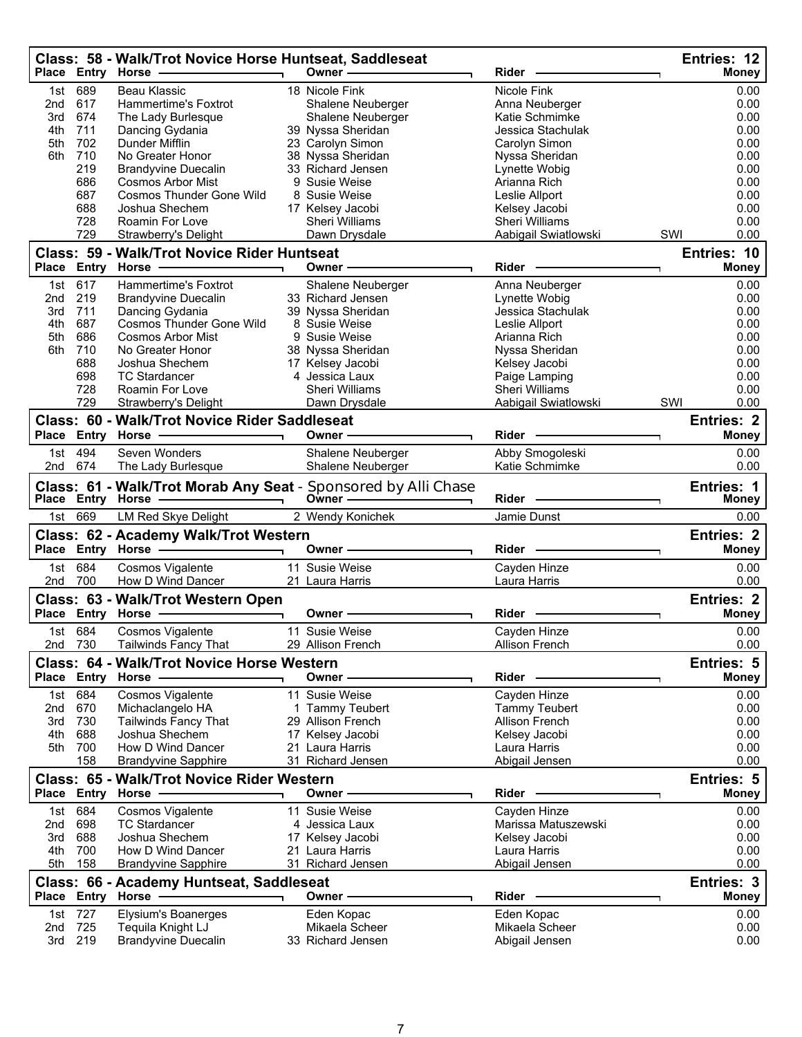## Class: 58 - Walk/Trot Novice Horse Huntseat, Saddleseat

Entries: 12

| Place | Entry | Horse | Owner | Rider | | Money |
|---|---|---|---|---|---|---|
| 1st | 689 | Beau Klassic | 18 Nicole Fink | Nicole Fink | | 0.00 |
| 2nd | 617 | Hammertime's Foxtrot | Shalene Neuberger | Anna Neuberger | | 0.00 |
| 3rd | 674 | The Lady Burlesque | Shalene Neuberger | Katie Schmimke | | 0.00 |
| 4th | 711 | Dancing Gydania | 39 Nyssa Sheridan | Jessica Stachulak | | 0.00 |
| 5th | 702 | Dunder Mifflin | 23 Carolyn Simon | Carolyn Simon | | 0.00 |
| 6th | 710 | No Greater Honor | 38 Nyssa Sheridan | Nyssa Sheridan | | 0.00 |
| | 219 | Brandyvine Duecalin | 33 Richard Jensen | Lynette Wobig | | 0.00 |
| | 686 | Cosmos Arbor Mist | 9 Susie Weise | Arianna Rich | | 0.00 |
| | 687 | Cosmos Thunder Gone Wild | 8 Susie Weise | Leslie Allport | | 0.00 |
| | 688 | Joshua Shechem | 17 Kelsey Jacobi | Kelsey Jacobi | | 0.00 |
| | 728 | Roamin For Love | Sheri Williams | Sheri Williams | | 0.00 |
| | 729 | Strawberry's Delight | Dawn Drysdale | Aabigail Swiatlowski | SWI | 0.00 |

## Class: 59 - Walk/Trot Novice Rider Huntseat

Entries: 10

| Place | Entry | Horse | Owner | Rider | | Money |
|---|---|---|---|---|---|---|
| 1st | 617 | Hammertime's Foxtrot | Shalene Neuberger | Anna Neuberger | | 0.00 |
| 2nd | 219 | Brandyvine Duecalin | 33 Richard Jensen | Lynette Wobig | | 0.00 |
| 3rd | 711 | Dancing Gydania | 39 Nyssa Sheridan | Jessica Stachulak | | 0.00 |
| 4th | 687 | Cosmos Thunder Gone Wild | 8 Susie Weise | Leslie Allport | | 0.00 |
| 5th | 686 | Cosmos Arbor Mist | 9 Susie Weise | Arianna Rich | | 0.00 |
| 6th | 710 | No Greater Honor | 38 Nyssa Sheridan | Nyssa Sheridan | | 0.00 |
| | 688 | Joshua Shechem | 17 Kelsey Jacobi | Kelsey Jacobi | | 0.00 |
| | 698 | TC Stardancer | 4 Jessica Laux | Paige Lamping | | 0.00 |
| | 728 | Roamin For Love | Sheri Williams | Sheri Williams | | 0.00 |
| | 729 | Strawberry's Delight | Dawn Drysdale | Aabigail Swiatlowski | SWI | 0.00 |

## Class: 60 - Walk/Trot Novice Rider Saddleseat

Entries: 2

| Place | Entry | Horse | Owner | Rider | Money |
|---|---|---|---|---|---|
| 1st | 494 | Seven Wonders | Shalene Neuberger | Abby Smogoleski | 0.00 |
| 2nd | 674 | The Lady Burlesque | Shalene Neuberger | Katie Schmimke | 0.00 |

## Class: 61 - Walk/Trot Morab Any Seat - Sponsored by Alli Chase

Entries: 1

| Place | Entry | Horse | Owner | Rider | Money |
|---|---|---|---|---|---|
| 1st | 669 | LM Red Skye Delight | 2 Wendy Konichek | Jamie Dunst | 0.00 |

## Class: 62 - Academy Walk/Trot Western

Entries: 2

| Place | Entry | Horse | Owner | Rider | Money |
|---|---|---|---|---|---|
| 1st | 684 | Cosmos Vigalente | 11 Susie Weise | Cayden Hinze | 0.00 |
| 2nd | 700 | How D Wind Dancer | 21 Laura Harris | Laura Harris | 0.00 |

## Class: 63 - Walk/Trot Western Open

Entries: 2

| Place | Entry | Horse | Owner | Rider | Money |
|---|---|---|---|---|---|
| 1st | 684 | Cosmos Vigalente | 11 Susie Weise | Cayden Hinze | 0.00 |
| 2nd | 730 | Tailwinds Fancy That | 29 Allison French | Allison French | 0.00 |

## Class: 64 - Walk/Trot Novice Horse Western

Entries: 5

| Place | Entry | Horse | Owner | Rider | Money |
|---|---|---|---|---|---|
| 1st | 684 | Cosmos Vigalente | 11 Susie Weise | Cayden Hinze | 0.00 |
| 2nd | 670 | Michaclangelo HA | 1 Tammy Teubert | Tammy Teubert | 0.00 |
| 3rd | 730 | Tailwinds Fancy That | 29 Allison French | Allison French | 0.00 |
| 4th | 688 | Joshua Shechem | 17 Kelsey Jacobi | Kelsey Jacobi | 0.00 |
| 5th | 700 | How D Wind Dancer | 21 Laura Harris | Laura Harris | 0.00 |
| | 158 | Brandyvine Sapphire | 31 Richard Jensen | Abigail Jensen | 0.00 |

## Class: 65 - Walk/Trot Novice Rider Western

Entries: 5

| Place | Entry | Horse | Owner | Rider | Money |
|---|---|---|---|---|---|
| 1st | 684 | Cosmos Vigalente | 11 Susie Weise | Cayden Hinze | 0.00 |
| 2nd | 698 | TC Stardancer | 4 Jessica Laux | Marissa Matuszewski | 0.00 |
| 3rd | 688 | Joshua Shechem | 17 Kelsey Jacobi | Kelsey Jacobi | 0.00 |
| 4th | 700 | How D Wind Dancer | 21 Laura Harris | Laura Harris | 0.00 |
| 5th | 158 | Brandyvine Sapphire | 31 Richard Jensen | Abigail Jensen | 0.00 |

## Class: 66 - Academy Huntseat, Saddleseat

Entries: 3

| Place | Entry | Horse | Owner | Rider | Money |
|---|---|---|---|---|---|
| 1st | 727 | Elysium's Boanerges | Eden Kopac | Eden Kopac | 0.00 |
| 2nd | 725 | Tequila Knight LJ | Mikaela Scheer | Mikaela Scheer | 0.00 |
| 3rd | 219 | Brandyvine Duecalin | 33 Richard Jensen | Abigail Jensen | 0.00 |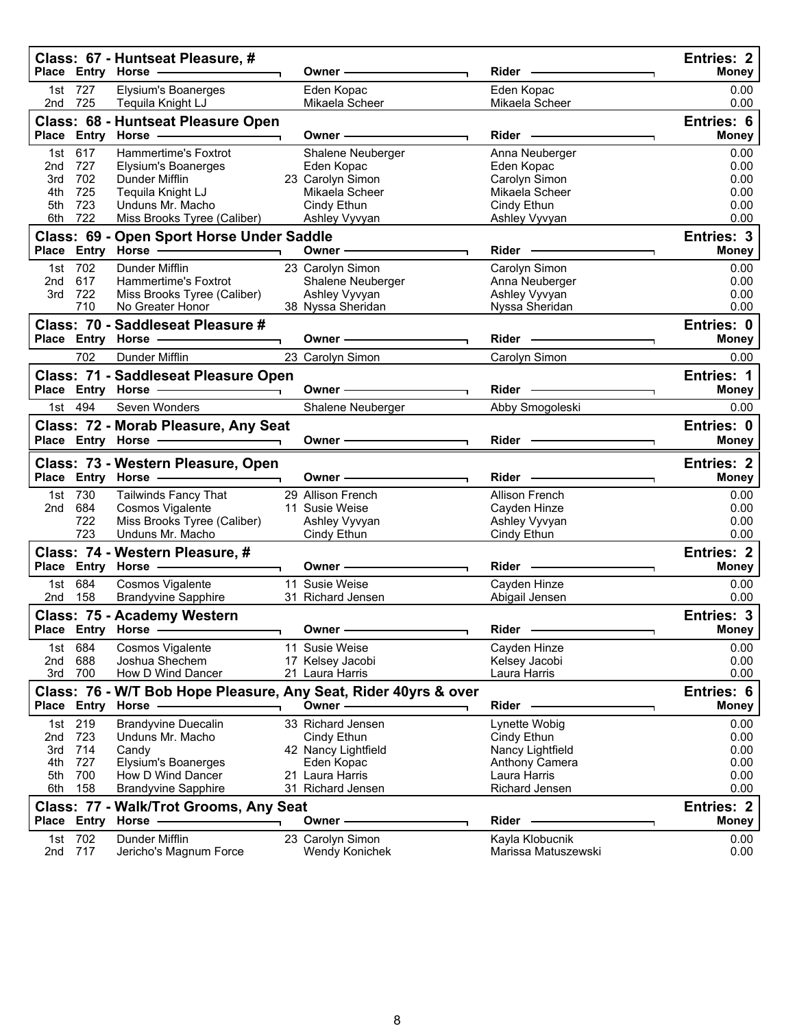## Class: 67 - Huntseat Pleasure, #

Entries: 2

| Place | Entry | Horse | Owner | Rider | Money |
|---|---|---|---|---|---|
| 1st | 727 | Elysium's Boanerges | Eden Kopac | Eden Kopac | 0.00 |
| 2nd | 725 | Tequila Knight LJ | Mikaela Scheer | Mikaela Scheer | 0.00 |

## Class: 68 - Huntseat Pleasure Open

Entries: 6

| Place | Entry | Horse | Owner | Rider | Money |
|---|---|---|---|---|---|
| 1st | 617 | Hammertime's Foxtrot | Shalene Neuberger | Anna Neuberger | 0.00 |
| 2nd | 727 | Elysium's Boanerges | Eden Kopac | Eden Kopac | 0.00 |
| 3rd | 702 | Dunder Mifflin | 23 Carolyn Simon | Carolyn Simon | 0.00 |
| 4th | 725 | Tequila Knight LJ | Mikaela Scheer | Mikaela Scheer | 0.00 |
| 5th | 723 | Unduns Mr. Macho | Cindy Ethun | Cindy Ethun | 0.00 |
| 6th | 722 | Miss Brooks Tyree (Caliber) | Ashley Vyvyan | Ashley Vyvyan | 0.00 |

## Class: 69 - Open Sport Horse Under Saddle

Entries: 3

| Place | Entry | Horse | Owner | Rider | Money |
|---|---|---|---|---|---|
| 1st | 702 | Dunder Mifflin | 23 Carolyn Simon | Carolyn Simon | 0.00 |
| 2nd | 617 | Hammertime's Foxtrot | Shalene Neuberger | Anna Neuberger | 0.00 |
| 3rd | 722 | Miss Brooks Tyree (Caliber) | Ashley Vyvyan | Ashley Vyvyan | 0.00 |
| | 710 | No Greater Honor | 38 Nyssa Sheridan | Nyssa Sheridan | 0.00 |

## Class: 70 - Saddleseat Pleasure #

Entries: 0

| Place | Entry | Horse | Owner | Rider | Money |
|---|---|---|---|---|---|
| | 702 | Dunder Mifflin | 23 Carolyn Simon | Carolyn Simon | 0.00 |

## Class: 71 - Saddleseat Pleasure Open

Entries: 1

| Place | Entry | Horse | Owner | Rider | Money |
|---|---|---|---|---|---|
| 1st | 494 | Seven Wonders | Shalene Neuberger | Abby Smogoleski | 0.00 |

## Class: 72 - Morab Pleasure, Any Seat

Entries: 0

| Place | Entry | Horse | Owner | Rider | Money |
|---|---|---|---|---|---|

## Class: 73 - Western Pleasure, Open

Entries: 2

| Place | Entry | Horse | Owner | Rider | Money |
|---|---|---|---|---|---|
| 1st | 730 | Tailwinds Fancy That | 29 Allison French | Allison French | 0.00 |
| 2nd | 684 | Cosmos Vigalente | 11 Susie Weise | Cayden Hinze | 0.00 |
| | 722 | Miss Brooks Tyree (Caliber) | Ashley Vyvyan | Ashley Vyvyan | 0.00 |
| | 723 | Unduns Mr. Macho | Cindy Ethun | Cindy Ethun | 0.00 |

## Class: 74 - Western Pleasure, #

Entries: 2

| Place | Entry | Horse | Owner | Rider | Money |
|---|---|---|---|---|---|
| 1st | 684 | Cosmos Vigalente | 11 Susie Weise | Cayden Hinze | 0.00 |
| 2nd | 158 | Brandyvine Sapphire | 31 Richard Jensen | Abigail Jensen | 0.00 |

## Class: 75 - Academy Western

Entries: 3

| Place | Entry | Horse | Owner | Rider | Money |
|---|---|---|---|---|---|
| 1st | 684 | Cosmos Vigalente | 11 Susie Weise | Cayden Hinze | 0.00 |
| 2nd | 688 | Joshua Shechem | 17 Kelsey Jacobi | Kelsey Jacobi | 0.00 |
| 3rd | 700 | How D Wind Dancer | 21 Laura Harris | Laura Harris | 0.00 |

## Class: 76 - W/T Bob Hope Pleasure, Any Seat, Rider 40yrs & over

Entries: 6

| Place | Entry | Horse | Owner | Rider | Money |
|---|---|---|---|---|---|
| 1st | 219 | Brandyvine Duecalin | 33 Richard Jensen | Lynette Wobig | 0.00 |
| 2nd | 723 | Unduns Mr. Macho | Cindy Ethun | Cindy Ethun | 0.00 |
| 3rd | 714 | Candy | 42 Nancy Lightfield | Nancy Lightfield | 0.00 |
| 4th | 727 | Elysium's Boanerges | Eden Kopac | Anthony Camera | 0.00 |
| 5th | 700 | How D Wind Dancer | 21 Laura Harris | Laura Harris | 0.00 |
| 6th | 158 | Brandyvine Sapphire | 31 Richard Jensen | Richard Jensen | 0.00 |

## Class: 77 - Walk/Trot Grooms, Any Seat

Entries: 2

| Place | Entry | Horse | Owner | Rider | Money |
|---|---|---|---|---|---|
| 1st | 702 | Dunder Mifflin | 23 Carolyn Simon | Kayla Klobucnik | 0.00 |
| 2nd | 717 | Jericho's Magnum Force | Wendy Konichek | Marissa Matuszewski | 0.00 |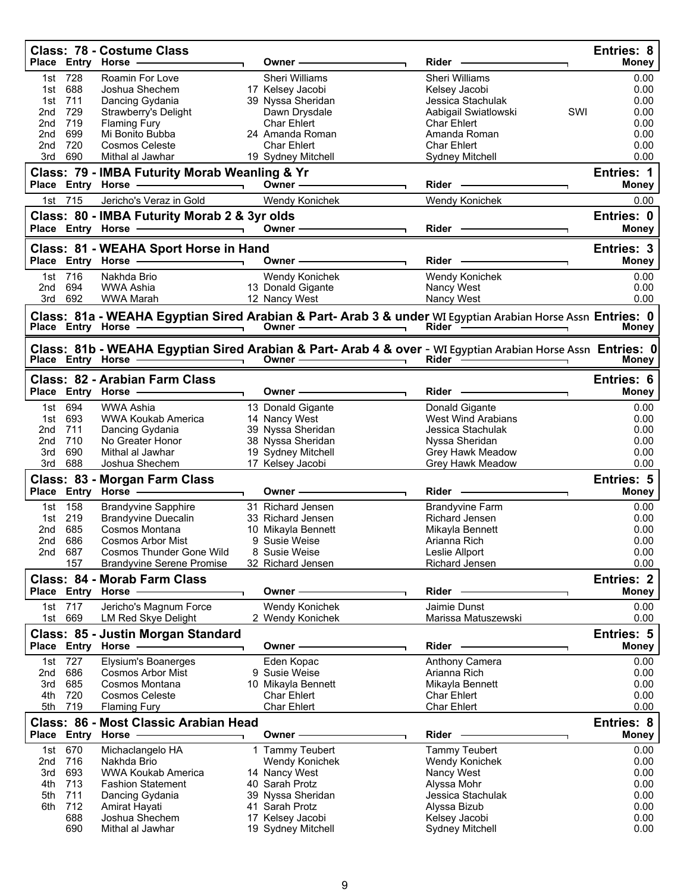## Class: 78 - Costume Class

Entries: 8

| Place | Entry | Horse | | Owner | Rider | | Money |
|---|---|---|---|---|---|---|---|
| 1st | 728 | Roamin For Love | | Sheri Williams | Sheri Williams | | 0.00 |
| 1st | 688 | Joshua Shechem | 17 | Kelsey Jacobi | Kelsey Jacobi | | 0.00 |
| 1st | 711 | Dancing Gydania | 39 | Nyssa Sheridan | Jessica Stachulak | | 0.00 |
| 2nd | 729 | Strawberry's Delight | | Dawn Drysdale | Aabigail Swiatlowski | SWI | 0.00 |
| 2nd | 719 | Flaming Fury | | Char Ehlert | Char Ehlert | | 0.00 |
| 2nd | 699 | Mi Bonito Bubba | 24 | Amanda Roman | Amanda Roman | | 0.00 |
| 2nd | 720 | Cosmos Celeste | | Char Ehlert | Char Ehlert | | 0.00 |
| 3rd | 690 | Mithal al Jawhar | 19 | Sydney Mitchell | Sydney Mitchell | | 0.00 |

## Class: 79 - IMBA Futurity Morab Weanling & Yr

Entries: 1

| Place | Entry | Horse | | Owner | Rider | Money |
|---|---|---|---|---|---|---|
| 1st | 715 | Jericho's Veraz in Gold | | Wendy Konichek | Wendy Konichek | 0.00 |

## Class: 80 - IMBA Futurity Morab 2 & 3yr olds

Entries: 0

| Place | Entry | Horse | Owner | Rider | Money |
|---|---|---|---|---|---|

## Class: 81 - WEAHA Sport Horse in Hand

Entries: 3

| Place | Entry | Horse | | Owner | Rider | Money |
|---|---|---|---|---|---|---|
| 1st | 716 | Nakhda Brio | | Wendy Konichek | Wendy Konichek | 0.00 |
| 2nd | 694 | WWA Ashia | 13 | Donald Gigante | Nancy West | 0.00 |
| 3rd | 692 | WWA Marah | 12 | Nancy West | Nancy West | 0.00 |

## Class: 81a - WEAHA Egyptian Sired Arabian & Part- Arab 3 & under WI Egyptian Arabian Horse Assn

Entries: 0

| Place | Entry | Horse | Owner | Rider | Money |
|---|---|---|---|---|---|

## Class: 81b - WEAHA Egyptian Sired Arabian & Part- Arab 4 & over - WI Egyptian Arabian Horse Assn

Entries: 0

| Place | Entry | Horse | Owner | Rider | Money |
|---|---|---|---|---|---|

## Class: 82 - Arabian Farm Class

Entries: 6

| Place | Entry | Horse | | Owner | Rider | Money |
|---|---|---|---|---|---|---|
| 1st | 694 | WWA Ashia | 13 | Donald Gigante | Donald Gigante | 0.00 |
| 1st | 693 | WWA Koukab America | 14 | Nancy West | West Wind Arabians | 0.00 |
| 2nd | 711 | Dancing Gydania | 39 | Nyssa Sheridan | Jessica Stachulak | 0.00 |
| 2nd | 710 | No Greater Honor | 38 | Nyssa Sheridan | Nyssa Sheridan | 0.00 |
| 3rd | 690 | Mithal al Jawhar | 19 | Sydney Mitchell | Grey Hawk Meadow | 0.00 |
| 3rd | 688 | Joshua Shechem | 17 | Kelsey Jacobi | Grey Hawk Meadow | 0.00 |

## Class: 83 - Morgan Farm Class

Entries: 5

| Place | Entry | Horse | | Owner | Rider | Money |
|---|---|---|---|---|---|---|
| 1st | 158 | Brandyvine Sapphire | 31 | Richard Jensen | Brandyvine Farm | 0.00 |
| 1st | 219 | Brandyvine Duecalin | 33 | Richard Jensen | Richard Jensen | 0.00 |
| 2nd | 685 | Cosmos Montana | 10 | Mikayla Bennett | Mikayla Bennett | 0.00 |
| 2nd | 686 | Cosmos Arbor Mist | 9 | Susie Weise | Arianna Rich | 0.00 |
| 2nd | 687 | Cosmos Thunder Gone Wild | 8 | Susie Weise | Leslie Allport | 0.00 |
| | 157 | Brandyvine Serene Promise | 32 | Richard Jensen | Richard Jensen | 0.00 |

## Class: 84 - Morab Farm Class

Entries: 2

| Place | Entry | Horse | | Owner | Rider | Money |
|---|---|---|---|---|---|---|
| 1st | 717 | Jericho's Magnum Force | | Wendy Konichek | Jaimie Dunst | 0.00 |
| 1st | 669 | LM Red Skye Delight | 2 | Wendy Konichek | Marissa Matuszewski | 0.00 |

## Class: 85 - Justin Morgan Standard

Entries: 5

| Place | Entry | Horse | | Owner | Rider | Money |
|---|---|---|---|---|---|---|
| 1st | 727 | Elysium's Boanerges | | Eden Kopac | Anthony Camera | 0.00 |
| 2nd | 686 | Cosmos Arbor Mist | 9 | Susie Weise | Arianna Rich | 0.00 |
| 3rd | 685 | Cosmos Montana | 10 | Mikayla Bennett | Mikayla Bennett | 0.00 |
| 4th | 720 | Cosmos Celeste | | Char Ehlert | Char Ehlert | 0.00 |
| 5th | 719 | Flaming Fury | | Char Ehlert | Char Ehlert | 0.00 |

## Class: 86 - Most Classic Arabian Head

Entries: 8

| Place | Entry | Horse | | Owner | Rider | Money |
|---|---|---|---|---|---|---|
| 1st | 670 | Michaclangelo HA | 1 | Tammy Teubert | Tammy Teubert | 0.00 |
| 2nd | 716 | Nakhda Brio | | Wendy Konichek | Wendy Konichek | 0.00 |
| 3rd | 693 | WWA Koukab America | 14 | Nancy West | Nancy West | 0.00 |
| 4th | 713 | Fashion Statement | 40 | Sarah Protz | Alyssa Mohr | 0.00 |
| 5th | 711 | Dancing Gydania | 39 | Nyssa Sheridan | Jessica Stachulak | 0.00 |
| 6th | 712 | Amirat Hayati | 41 | Sarah Protz | Alyssa Bizub | 0.00 |
| | 688 | Joshua Shechem | 17 | Kelsey Jacobi | Kelsey Jacobi | 0.00 |
| | 690 | Mithal al Jawhar | 19 | Sydney Mitchell | Sydney Mitchell | 0.00 |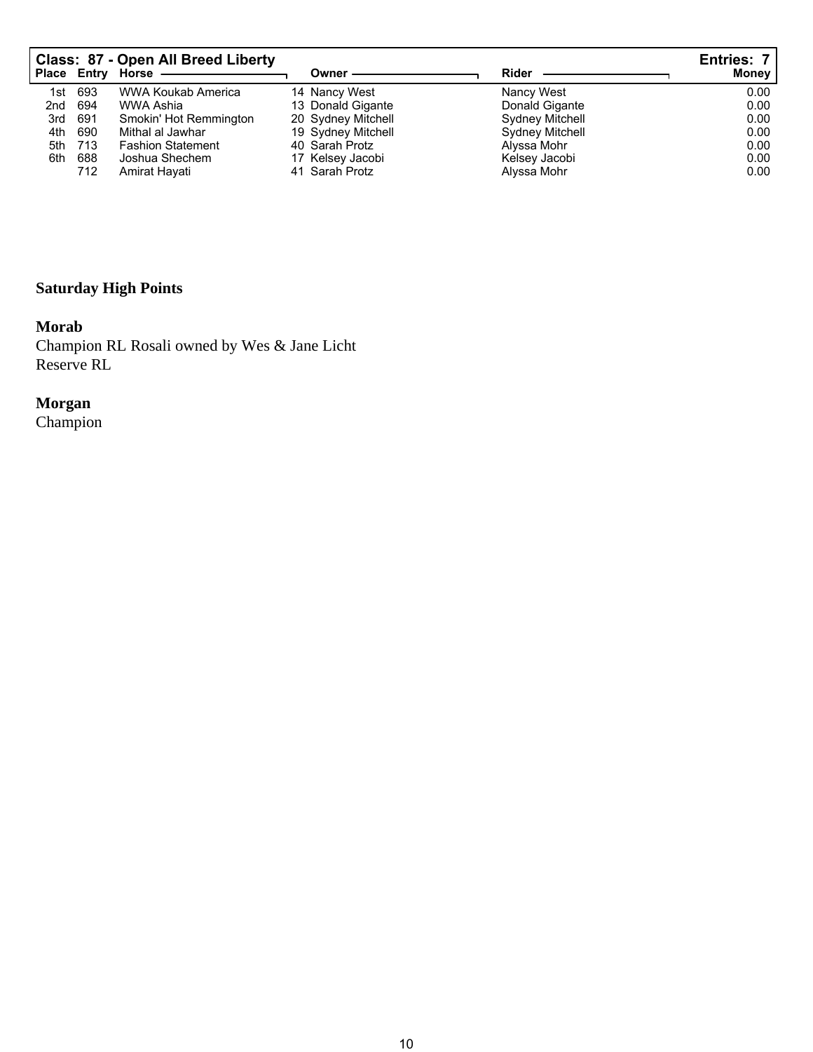**Class: 87 - Open All Breed Liberty** — **Entries: 7**

| Place | Entry | Horse | Owner | Rider | Money |
|---|---|---|---|---|---|
| 1st | 693 | WWA Koukab America | 14 Nancy West | Nancy West | 0.00 |
| 2nd | 694 | WWA Ashia | 13 Donald Gigante | Donald Gigante | 0.00 |
| 3rd | 691 | Smokin' Hot Remmington | 20 Sydney Mitchell | Sydney Mitchell | 0.00 |
| 4th | 690 | Mithal al Jawhar | 19 Sydney Mitchell | Sydney Mitchell | 0.00 |
| 5th | 713 | Fashion Statement | 40 Sarah Protz | Alyssa Mohr | 0.00 |
| 6th | 688 | Joshua Shechem | 17 Kelsey Jacobi | Kelsey Jacobi | 0.00 |
| | 712 | Amirat Hayati | 41 Sarah Protz | Alyssa Mohr | 0.00 |

**Saturday High Points**

**Morab**

Champion RL Rosali owned by Wes & Jane Licht

Reserve RL

**Morgan**

Champion